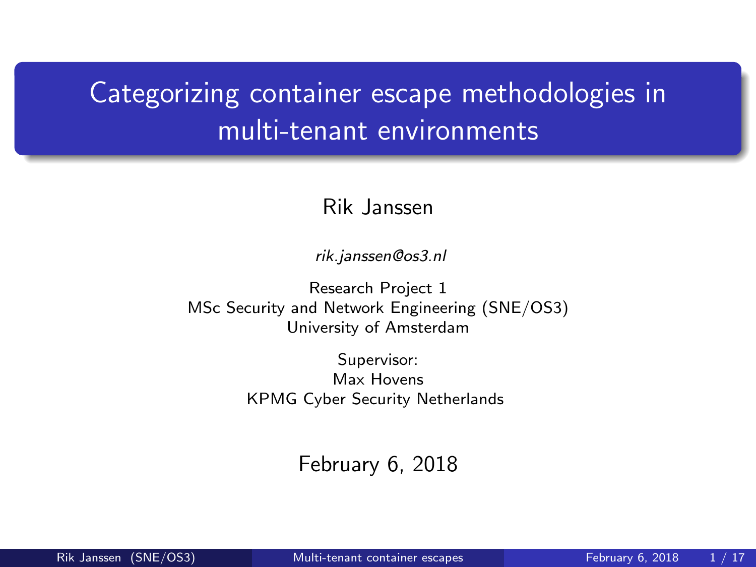# Categorizing container escape methodologies in multi-tenant environments

Rik Janssen

*rik.janssen@os3.nl*

Research Project 1
MSc Security and Network Engineering (SNE/OS3)
University of Amsterdam

Supervisor:
Max Hovens
KPMG Cyber Security Netherlands

February 6, 2018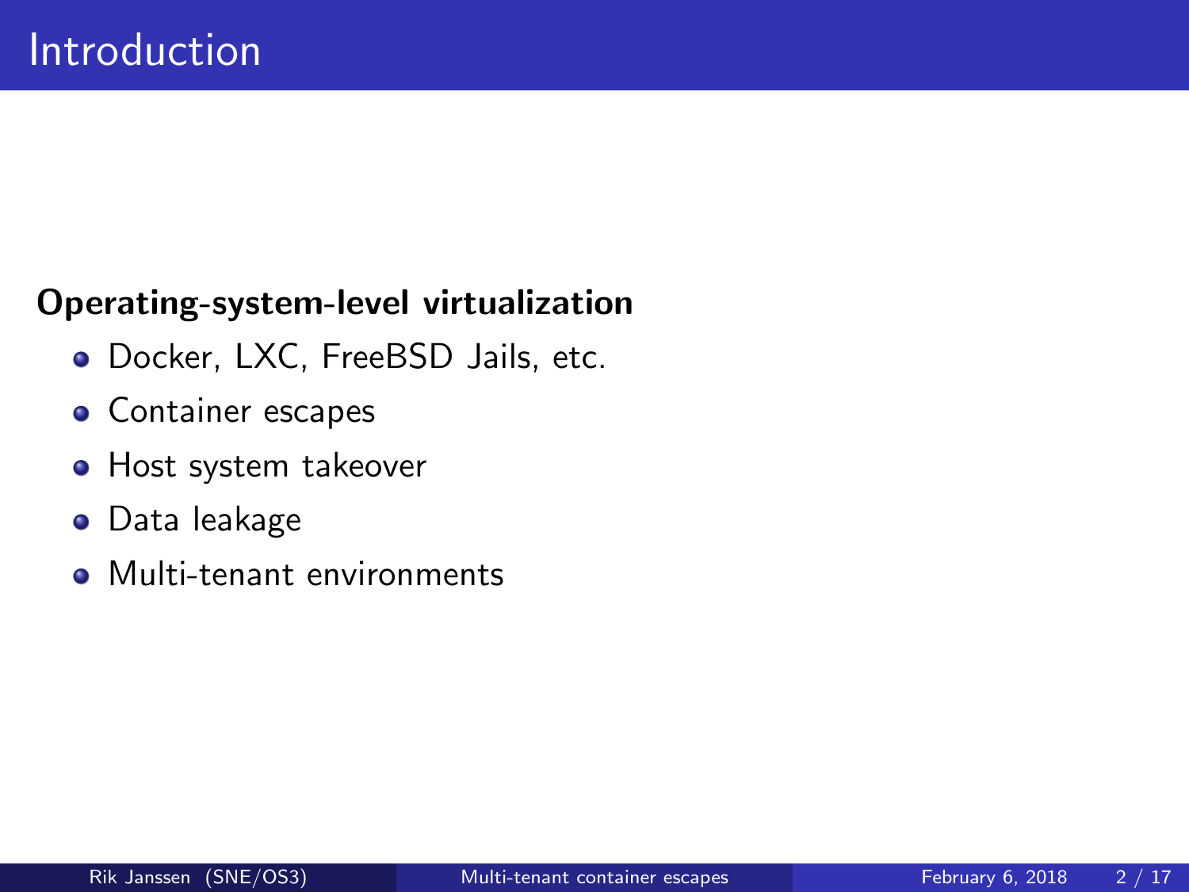# Introduction

**Operating-system-level virtualization**

- Docker, LXC, FreeBSD Jails, etc.
- Container escapes
- Host system takeover
- Data leakage
- Multi-tenant environments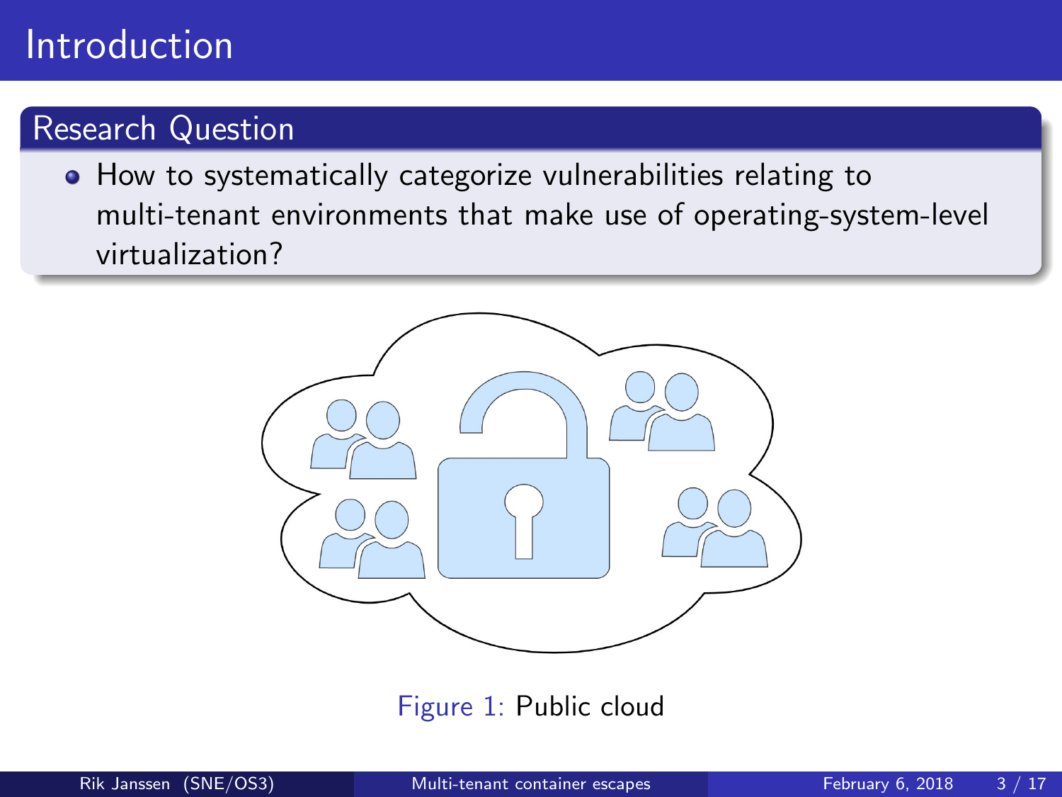# Introduction

## Research Question

- How to systematically categorize vulnerabilities relating to multi-tenant environments that make use of operating-system-level virtualization?

Figure 1: Public cloud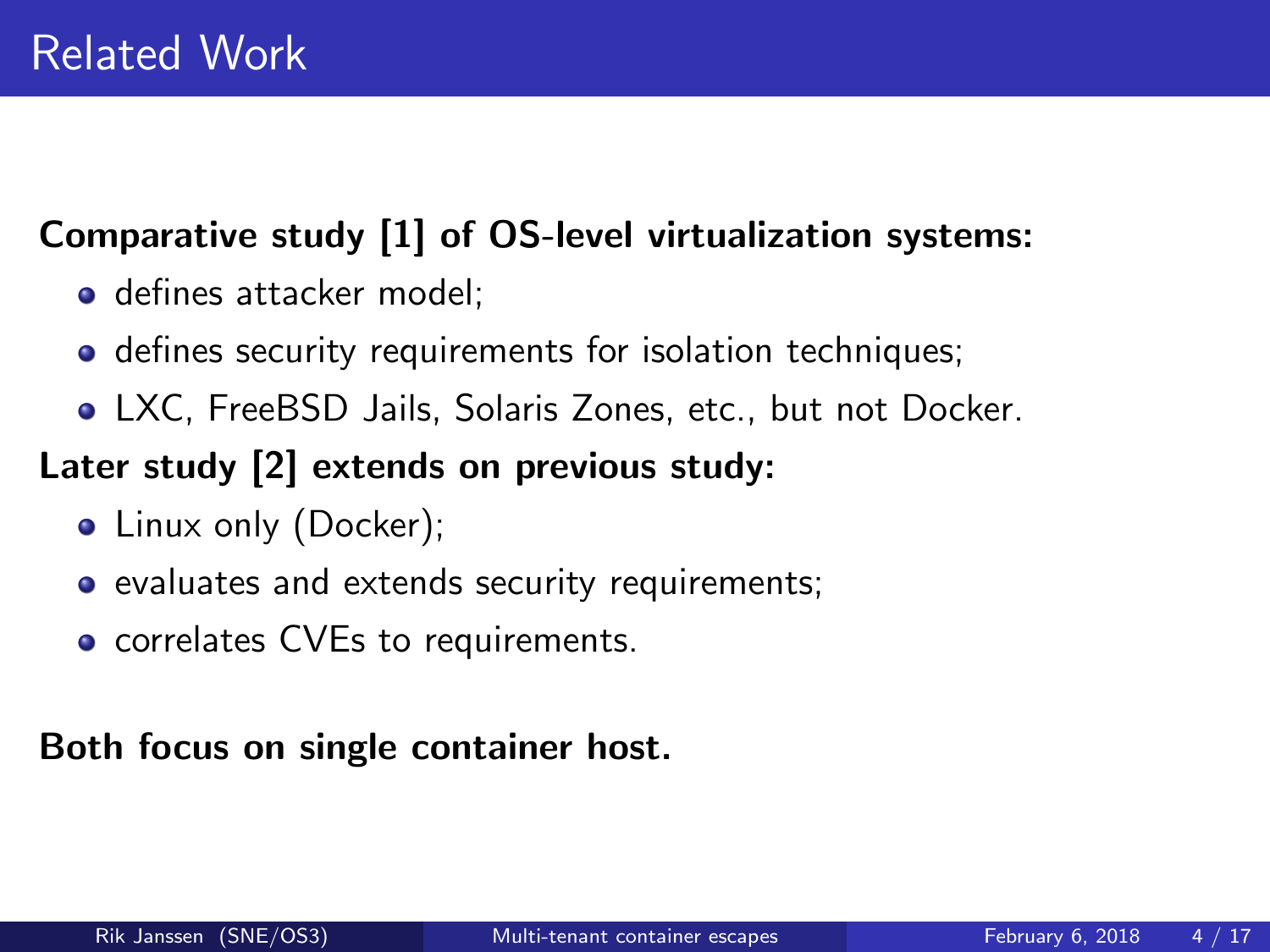# Related Work

**Comparative study [1] of OS-level virtualization systems:**

- defines attacker model;
- defines security requirements for isolation techniques;
- LXC, FreeBSD Jails, Solaris Zones, etc., but not Docker.

**Later study [2] extends on previous study:**

- Linux only (Docker);
- evaluates and extends security requirements;
- correlates CVEs to requirements.

**Both focus on single container host.**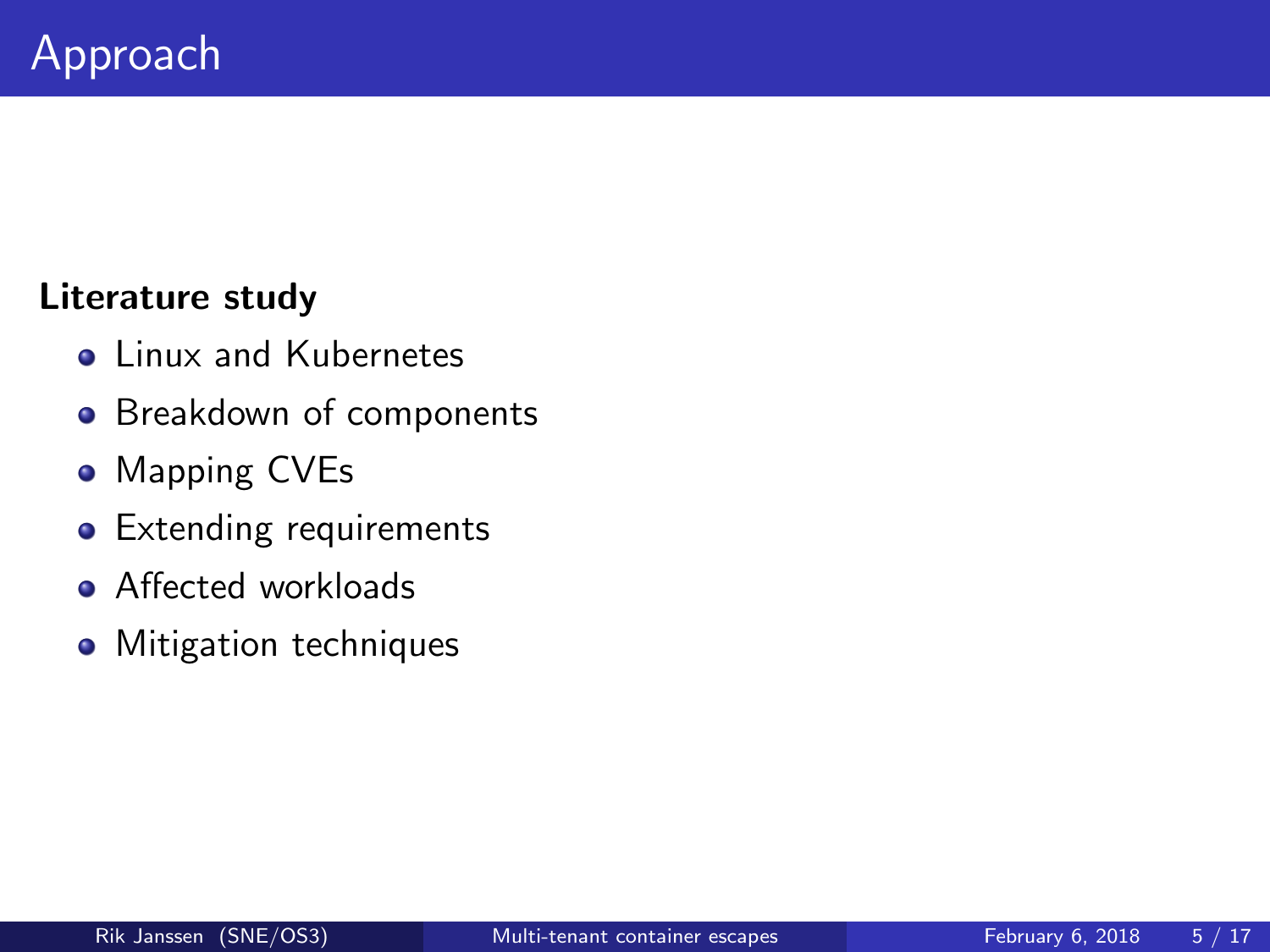# Approach

**Literature study**

- Linux and Kubernetes
- Breakdown of components
- Mapping CVEs
- Extending requirements
- Affected workloads
- Mitigation techniques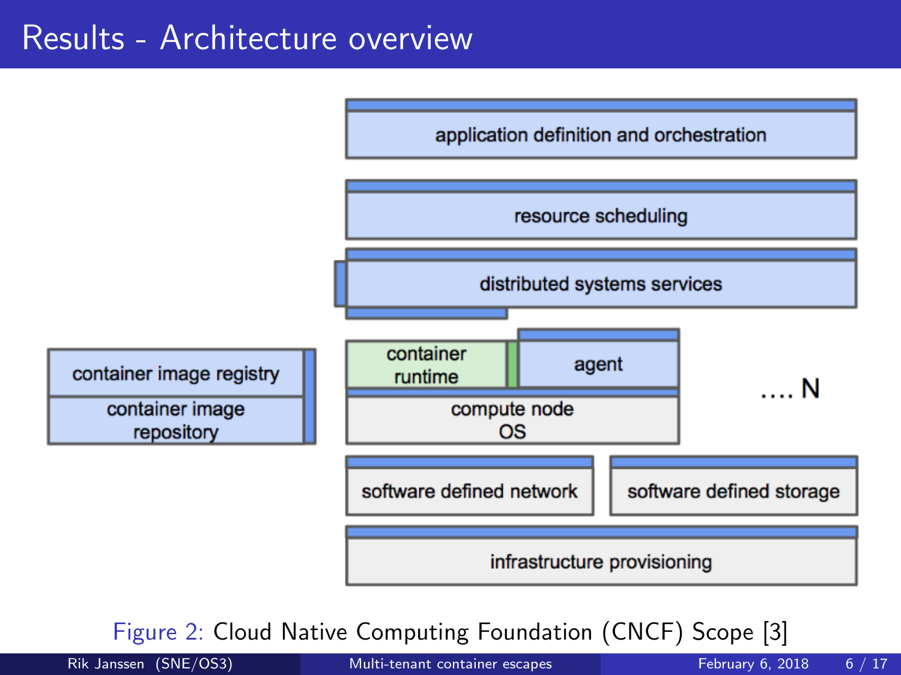# Results - Architecture overview

application definition and orchestration

resource scheduling

distributed systems services

container image registry

container image repository

container runtime

agent

compute node OS

.... N

software defined network

software defined storage

infrastructure provisioning

Figure 2: Cloud Native Computing Foundation (CNCF) Scope [3]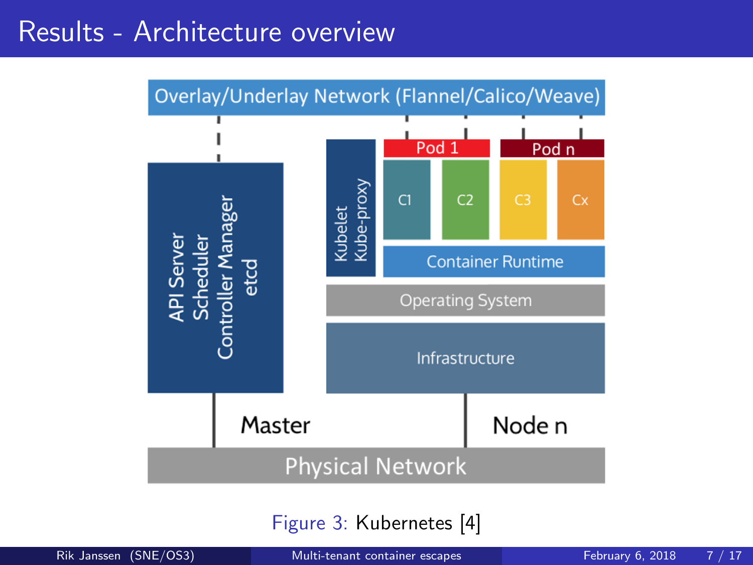# Results - Architecture overview

Figure 3: Kubernetes [4]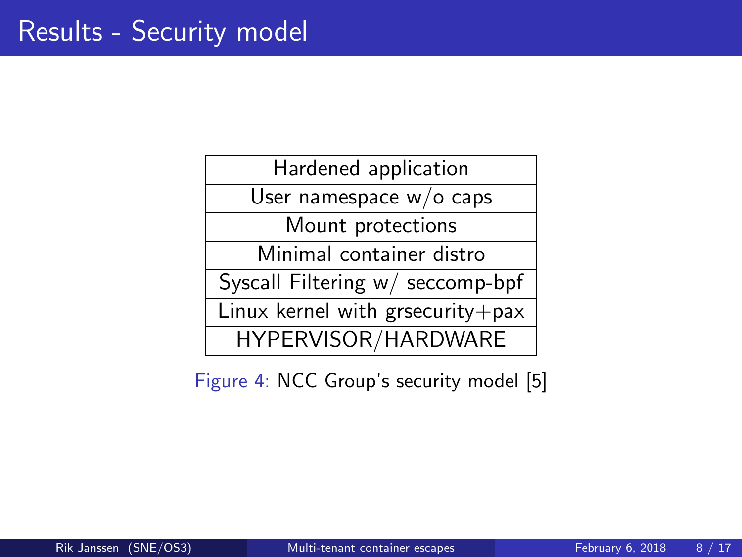# Results - Security model

| Hardened application |
| --- |
| User namespace w/o caps |
| Mount protections |
| Minimal container distro |
| Syscall Filtering w/ seccomp-bpf |
| Linux kernel with grsecurity+pax |
| HYPERVISOR/HARDWARE |

Figure 4: NCC Group's security model [5]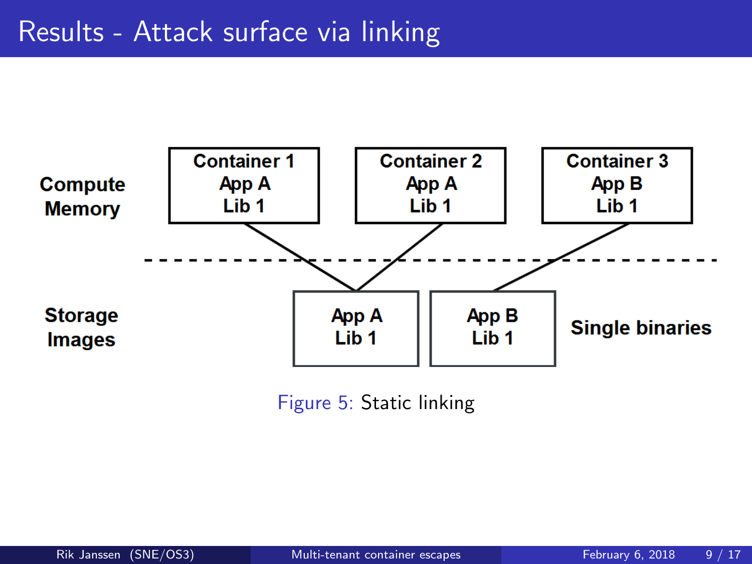# Results - Attack surface via linking

Compute Memory

Container 1
App A
Lib 1

Container 2
App A
Lib 1

Container 3
App B
Lib 1

Storage Images

App A
Lib 1

App B
Lib 1

Single binaries

Figure 5: Static linking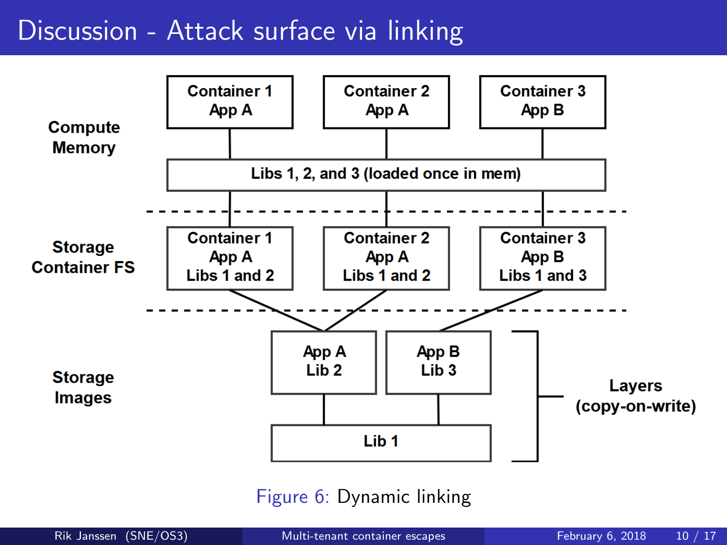# Discussion - Attack surface via linking

Compute Memory

Container 1 App A | Container 2 App A | Container 3 App B

Libs 1, 2, and 3 (loaded once in mem)

Storage Container FS

Container 1 App A Libs 1 and 2 | Container 2 App A Libs 1 and 2 | Container 3 App B Libs 1 and 3

Storage Images

App A Lib 2 | App B Lib 3

Lib 1

Layers (copy-on-write)

Figure 6: Dynamic linking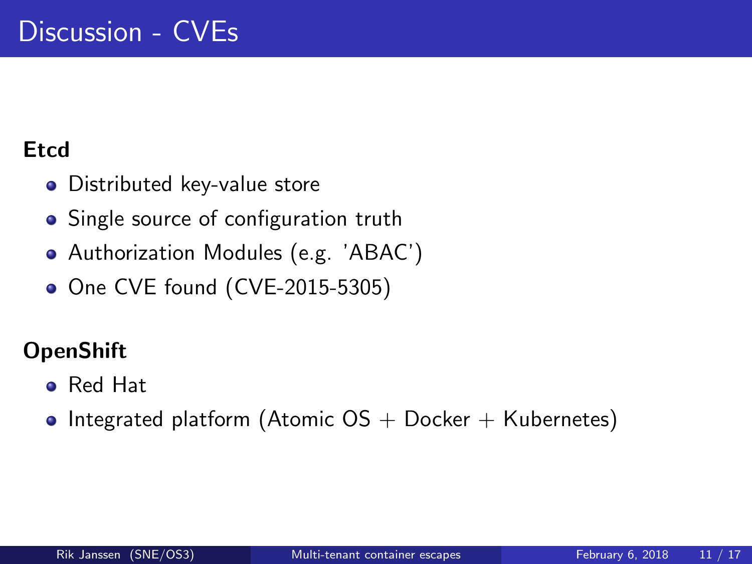# Discussion - CVEs

**Etcd**

- Distributed key-value store
- Single source of configuration truth
- Authorization Modules (e.g. 'ABAC')
- One CVE found (CVE-2015-5305)

**OpenShift**

- Red Hat
- Integrated platform (Atomic OS + Docker + Kubernetes)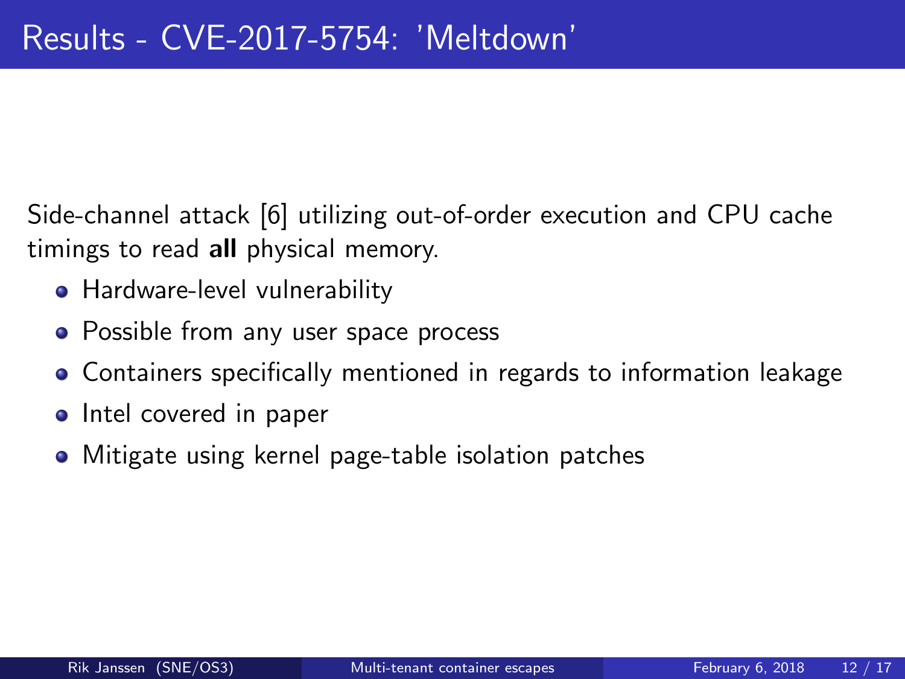# Results - CVE-2017-5754: 'Meltdown'

Side-channel attack [6] utilizing out-of-order execution and CPU cache timings to read **all** physical memory.

- Hardware-level vulnerability
- Possible from any user space process
- Containers specifically mentioned in regards to information leakage
- Intel covered in paper
- Mitigate using kernel page-table isolation patches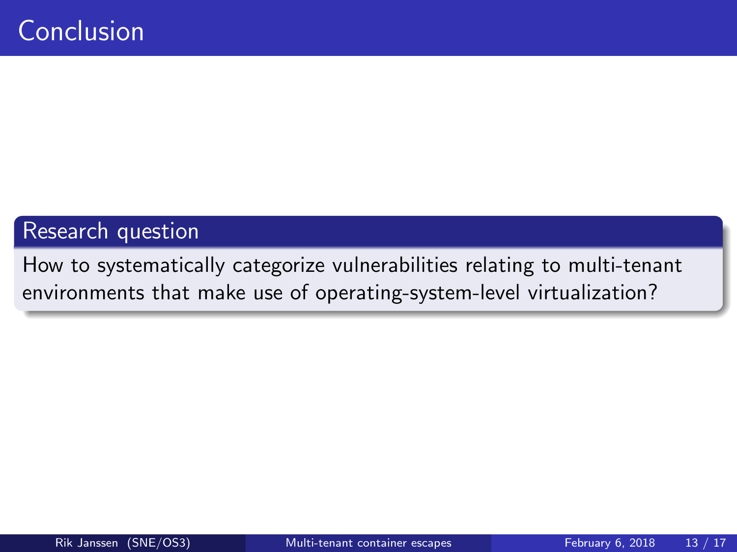# Conclusion

**Research question**

How to systematically categorize vulnerabilities relating to multi-tenant environments that make use of operating-system-level virtualization?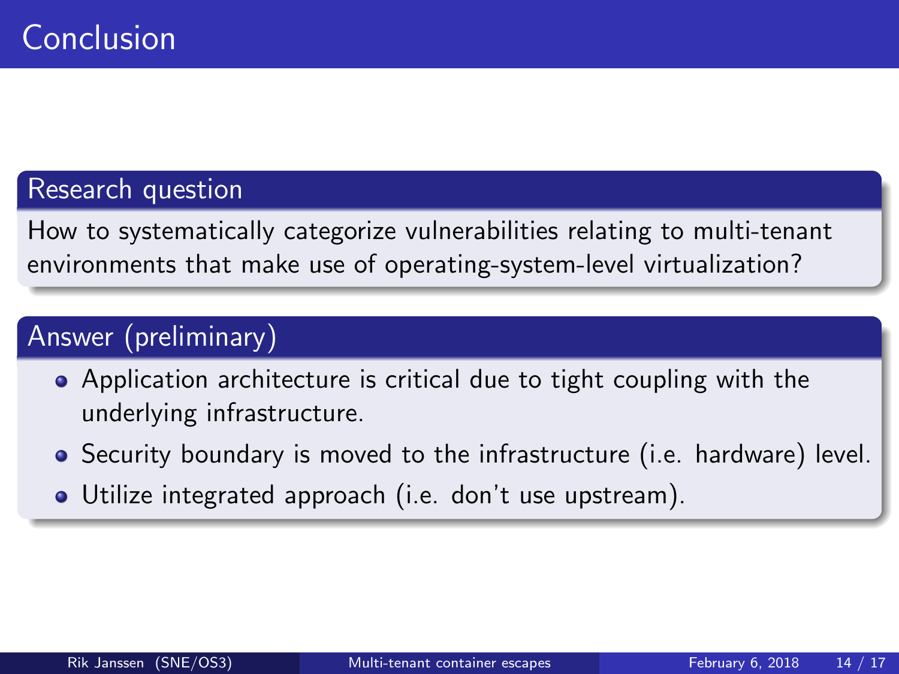# Conclusion

### Research question

How to systematically categorize vulnerabilities relating to multi-tenant environments that make use of operating-system-level virtualization?

### Answer (preliminary)

- Application architecture is critical due to tight coupling with the underlying infrastructure.
- Security boundary is moved to the infrastructure (i.e. hardware) level.
- Utilize integrated approach (i.e. don't use upstream).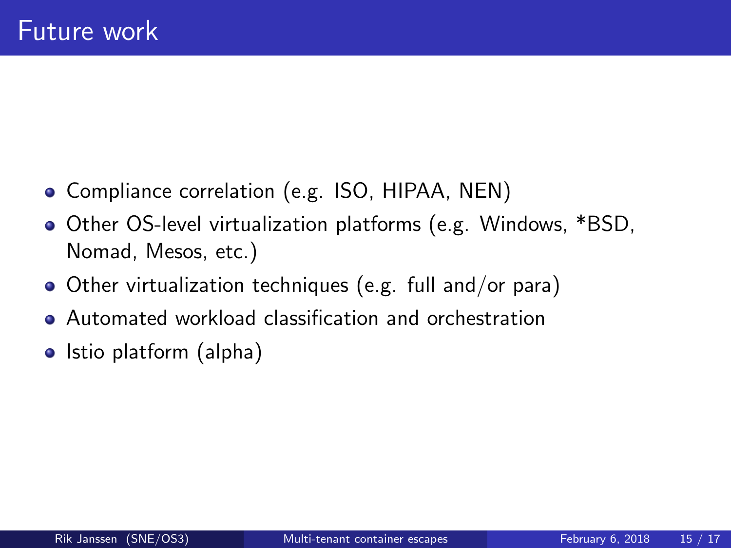# Future work

- Compliance correlation (e.g. ISO, HIPAA, NEN)
- Other OS-level virtualization platforms (e.g. Windows, *BSD, Nomad, Mesos, etc.)
- Other virtualization techniques (e.g. full and/or para)
- Automated workload classification and orchestration
- Istio platform (alpha)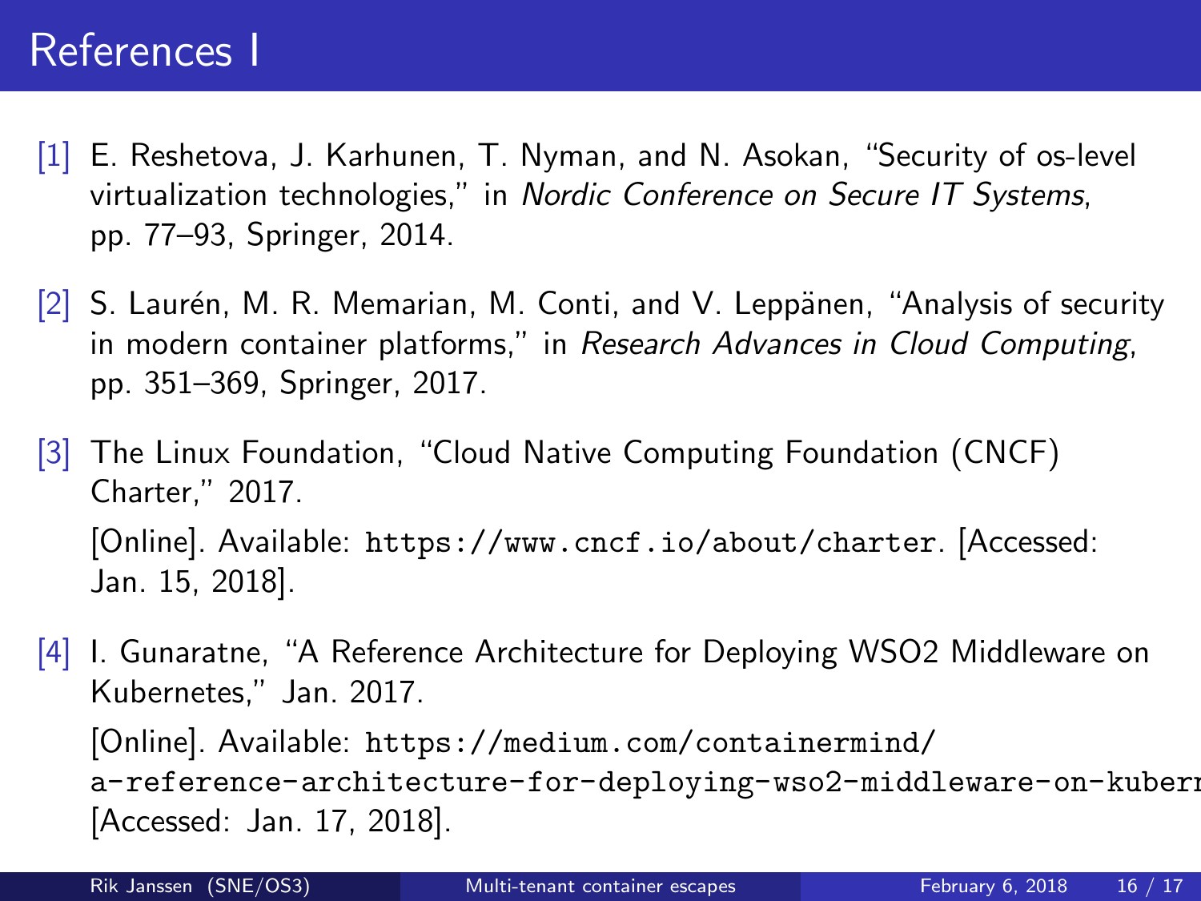# References I

[1] E. Reshetova, J. Karhunen, T. Nyman, and N. Asokan, "Security of os-level virtualization technologies," in *Nordic Conference on Secure IT Systems*, pp. 77–93, Springer, 2014.

[2] S. Laurén, M. R. Memarian, M. Conti, and V. Leppänen, "Analysis of security in modern container platforms," in *Research Advances in Cloud Computing*, pp. 351–369, Springer, 2017.

[3] The Linux Foundation, "Cloud Native Computing Foundation (CNCF) Charter," 2017.
[Online]. Available: `https://www.cncf.io/about/charter`. [Accessed: Jan. 15, 2018].

[4] I. Gunaratne, "A Reference Architecture for Deploying WSO2 Middleware on Kubernetes," Jan. 2017.
[Online]. Available: `https://medium.com/containermind/a-reference-architecture-for-deploying-wso2-middleware-on-kubern`
[Accessed: Jan. 17, 2018].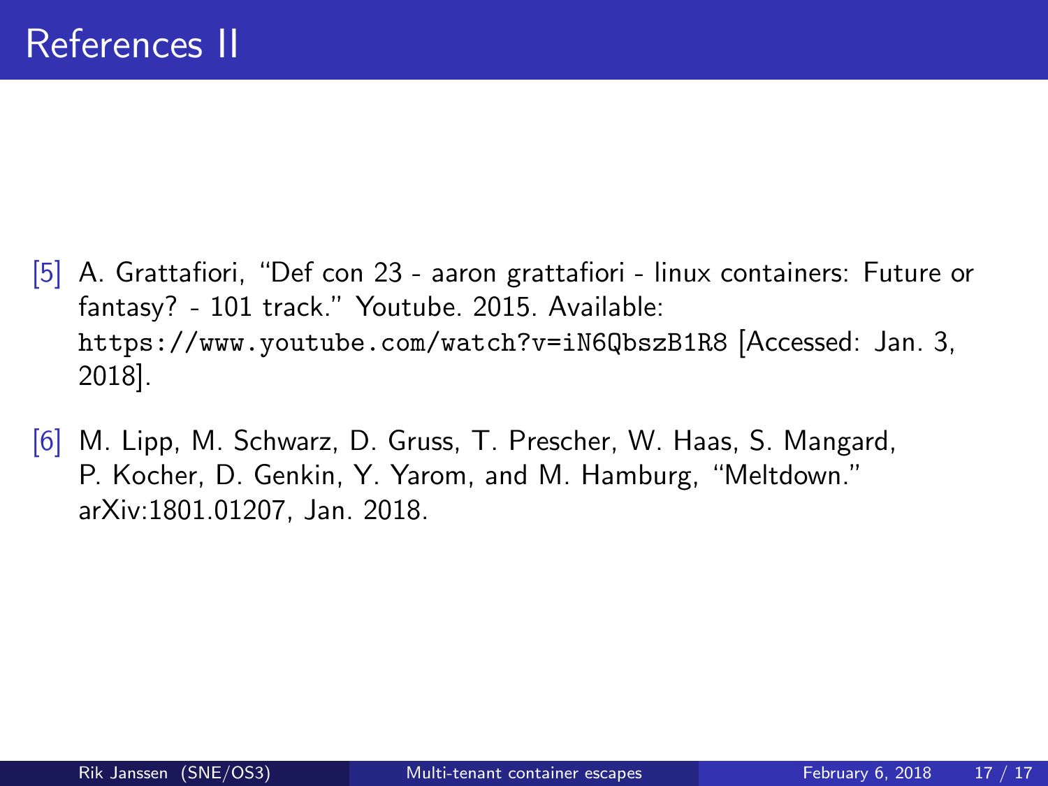# References II

[5] A. Grattafiori, "Def con 23 - aaron grattafiori - linux containers: Future or fantasy? - 101 track." Youtube. 2015. Available: `https://www.youtube.com/watch?v=iN6QbszB1R8` [Accessed: Jan. 3, 2018].

[6] M. Lipp, M. Schwarz, D. Gruss, T. Prescher, W. Haas, S. Mangard, P. Kocher, D. Genkin, Y. Yarom, and M. Hamburg, "Meltdown." arXiv:1801.01207, Jan. 2018.